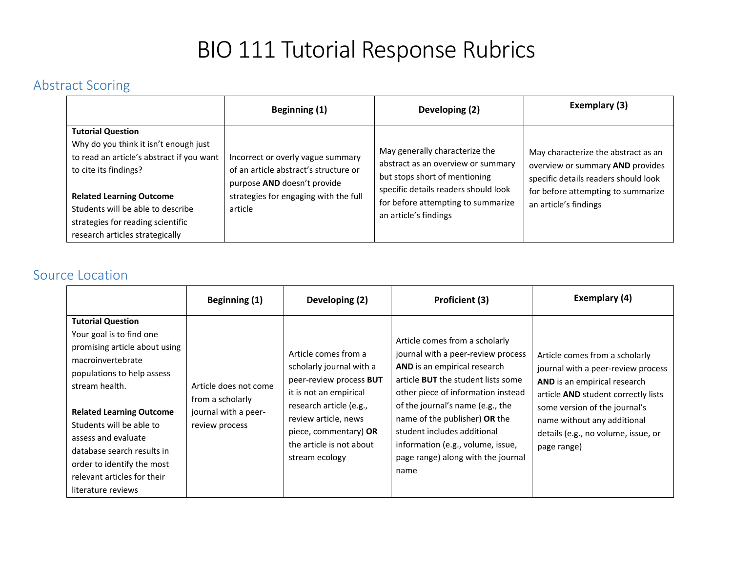# BIO 111 Tutorial Response Rubrics

## Abstract Scoring

| | **Beginning (1)** | **Developing (2)** | **Exemplary (3)** |
|---|---|---|---|
| **Tutorial Question**<br>Why do you think it isn't enough just to read an article's abstract if you want to cite its findings?<br><br>**Related Learning Outcome**<br>Students will be able to describe strategies for reading scientific research articles strategically | Incorrect or overly vague summary of an article abstract's structure or purpose **AND** doesn't provide strategies for engaging with the full article | May generally characterize the abstract as an overview or summary but stops short of mentioning specific details readers should look for before attempting to summarize an article's findings | May characterize the abstract as an overview or summary **AND** provides specific details readers should look for before attempting to summarize an article's findings |

## Source Location

| | **Beginning (1)** | **Developing (2)** | **Proficient (3)** | **Exemplary (4)** |
|---|---|---|---|---|
| **Tutorial Question**<br>Your goal is to find one promising article about using macroinvertebrate populations to help assess stream health.<br><br>**Related Learning Outcome**<br>Students will be able to assess and evaluate database search results in order to identify the most relevant articles for their literature reviews | Article does not come from a scholarly journal with a peer-review process | Article comes from a scholarly journal with a peer-review process **BUT** it is not an empirical research article (e.g., review article, news piece, commentary) **OR** the article is not about stream ecology | Article comes from a scholarly journal with a peer-review process **AND** is an empirical research article **BUT** the student lists some other piece of information instead of the journal's name (e.g., the name of the publisher) **OR** the student includes additional information (e.g., volume, issue, page range) along with the journal name | Article comes from a scholarly journal with a peer-review process **AND** is an empirical research article **AND** student correctly lists some version of the journal's name without any additional details (e.g., no volume, issue, or page range) |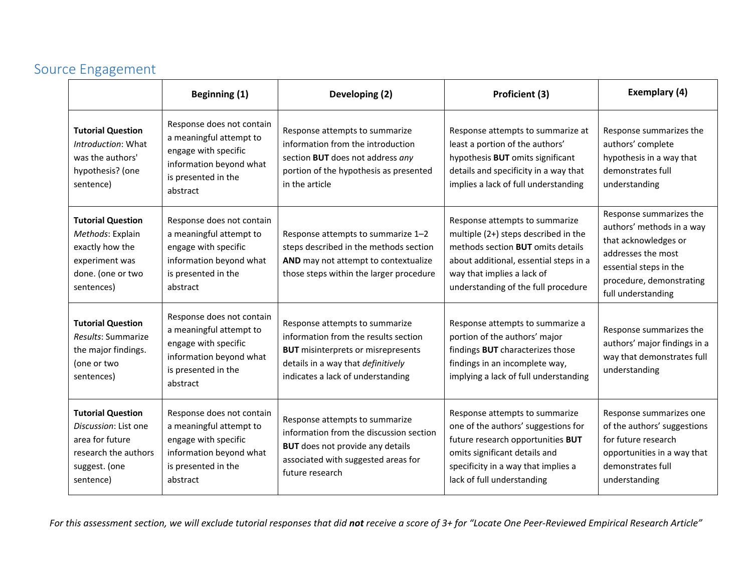## Source Engagement

| | Beginning (1) | Developing (2) | Proficient (3) | Exemplary (4) |
|---|---|---|---|---|
| **Tutorial Question** *Introduction*: What was the authors' hypothesis? (one sentence) | Response does not contain a meaningful attempt to engage with specific information beyond what is presented in the abstract | Response attempts to summarize information from the introduction section **BUT** does not address *any* portion of the hypothesis as presented in the article | Response attempts to summarize at least a portion of the authors' hypothesis **BUT** omits significant details and specificity in a way that implies a lack of full understanding | Response summarizes the authors' complete hypothesis in a way that demonstrates full understanding |
| **Tutorial Question** *Methods*: Explain exactly how the experiment was done. (one or two sentences) | Response does not contain a meaningful attempt to engage with specific information beyond what is presented in the abstract | Response attempts to summarize 1–2 steps described in the methods section **AND** may not attempt to contextualize those steps within the larger procedure | Response attempts to summarize multiple (2+) steps described in the methods section **BUT** omits details about additional, essential steps in a way that implies a lack of understanding of the full procedure | Response summarizes the authors' methods in a way that acknowledges or addresses the most essential steps in the procedure, demonstrating full understanding |
| **Tutorial Question** *Results*: Summarize the major findings. (one or two sentences) | Response does not contain a meaningful attempt to engage with specific information beyond what is presented in the abstract | Response attempts to summarize information from the results section **BUT** misinterprets or misrepresents details in a way that *definitively* indicates a lack of understanding | Response attempts to summarize a portion of the authors' major findings **BUT** characterizes those findings in an incomplete way, implying a lack of full understanding | Response summarizes the authors' major findings in a way that demonstrates full understanding |
| **Tutorial Question** *Discussion*: List one area for future research the authors suggest. (one sentence) | Response does not contain a meaningful attempt to engage with specific information beyond what is presented in the abstract | Response attempts to summarize information from the discussion section **BUT** does not provide any details associated with suggested areas for future research | Response attempts to summarize one of the authors' suggestions for future research opportunities **BUT** omits significant details and specificity in a way that implies a lack of full understanding | Response summarizes one of the authors' suggestions for future research opportunities in a way that demonstrates full understanding |

*For this assessment section, we will exclude tutorial responses that did **not** receive a score of 3+ for "Locate One Peer-Reviewed Empirical Research Article"*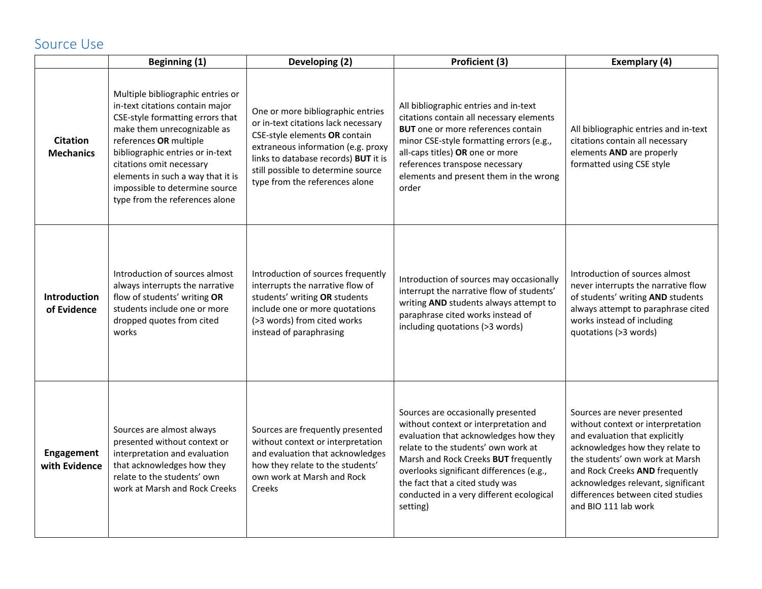## Source Use

| | Beginning (1) | Developing (2) | Proficient (3) | Exemplary (4) |
|---|---|---|---|---|
| **Citation Mechanics** | Multiple bibliographic entries or in-text citations contain major CSE-style formatting errors that make them unrecognizable as references **OR** multiple bibliographic entries or in-text citations omit necessary elements in such a way that it is impossible to determine source type from the references alone | One or more bibliographic entries or in-text citations lack necessary CSE-style elements **OR** contain extraneous information (e.g. proxy links to database records) **BUT** it is still possible to determine source type from the references alone | All bibliographic entries and in-text citations contain all necessary elements **BUT** one or more references contain minor CSE-style formatting errors (e.g., all-caps titles) **OR** one or more references transpose necessary elements and present them in the wrong order | All bibliographic entries and in-text citations contain all necessary elements **AND** are properly formatted using CSE style |
| **Introduction of Evidence** | Introduction of sources almost always interrupts the narrative flow of students' writing **OR** students include one or more dropped quotes from cited works | Introduction of sources frequently interrupts the narrative flow of students' writing **OR** students include one or more quotations (>3 words) from cited works instead of paraphrasing | Introduction of sources may occasionally interrupt the narrative flow of students' writing **AND** students always attempt to paraphrase cited works instead of including quotations (>3 words) | Introduction of sources almost never interrupts the narrative flow of students' writing **AND** students always attempt to paraphrase cited works instead of including quotations (>3 words) |
| **Engagement with Evidence** | Sources are almost always presented without context or interpretation and evaluation that acknowledges how they relate to the students' own work at Marsh and Rock Creeks | Sources are frequently presented without context or interpretation and evaluation that acknowledges how they relate to the students' own work at Marsh and Rock Creeks | Sources are occasionally presented without context or interpretation and evaluation that acknowledges how they relate to the students' own work at Marsh and Rock Creeks **BUT** frequently overlooks significant differences (e.g., the fact that a cited study was conducted in a very different ecological setting) | Sources are never presented without context or interpretation and evaluation that explicitly acknowledges how they relate to the students' own work at Marsh and Rock Creeks **AND** frequently acknowledges relevant, significant differences between cited studies and BIO 111 lab work |